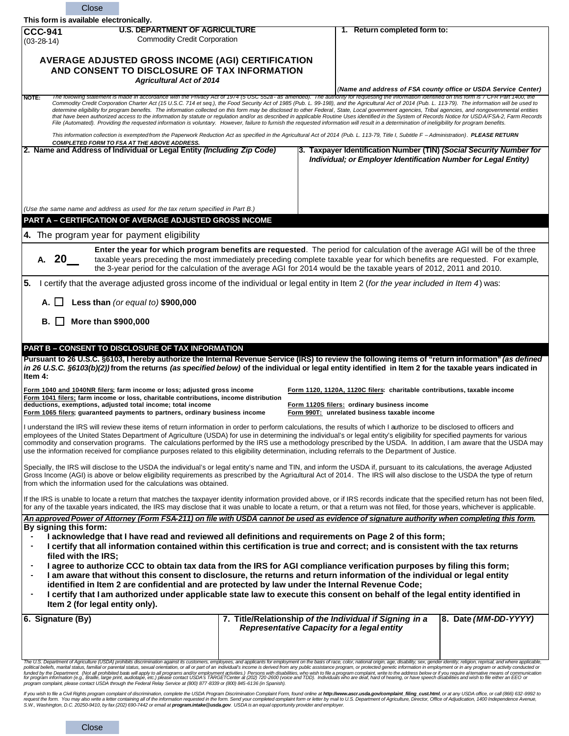This form is available electronically.

**CCC-941**
(03-28-14)

**U.S. DEPARTMENT OF AGRICULTURE**
Commodity Credit Corporation

# AVERAGE ADJUSTED GROSS INCOME (AGI) CERTIFICATION AND CONSENT TO DISCLOSURE OF TAX INFORMATION

***Agricultural Act of 2014***

**1. Return completed form to:**

*(Name and address of FSA county office or USDA Service Center)*

**NOTE:** *The following statement is made in accordance with the Privacy Act of 1974 (5 USC 552a - as amended). The authority for requesting the information identified on this form is 7 CFR Part 1400, the Commodity Credit Corporation Charter Act (15 U.S.C. 714 et seq.), the Food Security Act of 1985 (Pub. L. 99-198), and the Agricultural Act of 2014 (Pub. L. 113-79). The information will be used to determine eligibility for program benefits. The information collected on this form may be disclosed to other Federal, State, Local government agencies, Tribal agencies, and nongovernmental entities that have been authorized access to the information by statute or regulation and/or as described in applicable Routine Uses identified in the System of Records Notice for USDA/FSA-2, Farm Records File (Automated). Providing the requested information is voluntary. However, failure to furnish the requested information will result in a determination of ineligibility for program benefits.*

*This information collection is exempted from the Paperwork Reduction Act as specified in the Agricultural Act of 2014 (Pub. L. 113-79, Title I, Subtitle F – Administration).* ***PLEASE RETURN COMPLETED FORM TO FSA AT THE ABOVE ADDRESS.***

| **2. Name and Address of Individual or Legal Entity** ***(Including Zip Code)*** | **3. Taxpayer Identification Number (TIN)** ***(Social Security Number for Individual; or Employer Identification Number for Legal Entity)*** |
|---|---|
| *(Use the same name and address as used for the tax return specified in Part B.)* | |

## PART A – CERTIFICATION OF AVERAGE ADJUSTED GROSS INCOME

**4.** The program year for payment eligibility

**A. 20__**

**Enter the year for which program benefits are requested**. The period for calculation of the average AGI will be of the three taxable years preceding the most immediately preceding complete taxable year for which benefits are requested. For example, the 3-year period for the calculation of the average AGI for 2014 would be the taxable years of 2012, 2011 and 2010.

**5.** I certify that the average adjusted gross income of the individual or legal entity in Item 2 (*for the year included in Item 4*) was:

**A.** ☐ **Less than** *(or equal to)* **$900,000**

**B.** ☐ **More than $900,000**

## PART B – CONSENT TO DISCLOSURE OF TAX INFORMATION

**Pursuant to 26 U.S.C. §6103, I hereby authorize the Internal Revenue Service (IRS) to review the following items of "return information"** ***(as defined in 26 U.S.C. §6103(b)(2))*** **from the returns** ***(as specified below)*** **of the individual or legal entity identified in Item 2 for the taxable years indicated in Item 4:**

**Form 1040 and 1040NR filers; farm income or loss; adjusted gross income**
**Form 1041 filers; farm income or loss, charitable contributions, income distribution deductions, exemptions, adjusted total income; total income**
**Form 1065 filers; guaranteed payments to partners, ordinary business income**
**Form 1120, 1120A, 1120C filers: charitable contributions, taxable income**
**Form 1120S filers: ordinary business income**
**Form 990T: unrelated business taxable income**

I understand the IRS will review these items of return information in order to perform calculations, the results of which I authorize to be disclosed to officers and employees of the United States Department of Agriculture (USDA) for use in determining the individual's or legal entity's eligibility for specified payments for various commodity and conservation programs. The calculations performed by the IRS use a methodology prescribed by the USDA. In addition, I am aware that the USDA may use the information received for compliance purposes related to this eligibility determination, including referrals to the Department of Justice.

Specially, the IRS will disclose to the USDA the individual's or legal entity's name and TIN, and inform the USDA if, pursuant to its calculations, the average Adjusted Gross Income (AGI) is above or below eligibility requirements as prescribed by the Agricultural Act of 2014. The IRS will also disclose to the USDA the type of return from which the information used for the calculations was obtained.

If the IRS is unable to locate a return that matches the taxpayer identity information provided above, or if IRS records indicate that the specified return has not been filed, for any of the taxable years indicated, the IRS may disclose that it was unable to locate a return, or that a return was not filed, for those years, whichever is applicable.

***An approved Power of Attorney (Form FSA-211) on file with USDA cannot be used as evidence of signature authority when completing this form.***

**By signing this form:**

- **I acknowledge that I have read and reviewed all definitions and requirements on Page 2 of this form;**
- **I certify that all information contained within this certification is true and correct; and is consistent with the tax returns filed with the IRS;**
- **I agree to authorize CCC to obtain tax data from the IRS for AGI compliance verification purposes by filing this form;**
- **I am aware that without this consent to disclosure, the returns and return information of the individual or legal entity identified in Item 2 are confidential and are protected by law under the Internal Revenue Code;**
- **I certify that I am authorized under applicable state law to execute this consent on behalf of the legal entity identified in Item 2 (for legal entity only).**

| **6. Signature (By)** | **7. Title/Relationship** ***of the Individual if Signing in a Representative Capacity for a legal entity*** | **8. Date** ***(MM-DD-YYYY)*** |
|---|---|---|
| | | |

*The U.S. Department of Agriculture (USDA) prohibits discrimination against its customers, employees, and applicants for employment on the basis of race, color, national origin, age, disability, sex, gender identity, religion, reprisal, and where applicable, political beliefs, marital status, familial or parental status, sexual orientation, or all or part of an individual's income is derived from any public assistance program, or protected genetic information in employment or in any program or activity conducted or funded by the Department. (Not all prohibited basis will apply to all programs and/or employment activities.) Persons with disabilities, who wish to file a program complaint, write to the address below or if you require alternative means of communication for program information (e.g., Braille, large print, audiotape, etc.) please contact USDA's TARGET Center at (202) 720-2600 (voice and TDD). Individuals who are deaf, hard of hearing, or have speech disabilities and wish to file either an EEO or program complaint, please contact USDA through the Federal Relay Service at (800) 877-8339 or (800) 845-6136 (in Spanish).*

*If you wish to file a Civil Rights program complaint of discrimination, complete the USDA Program Discrimination Complaint Form, found online at* ***http://www.ascr.usda.gov/complaint_filing_cust.html****, or at any USDA office, or call (866) 632-9992 to request the form. You may also write a letter containing all of the information requested in the form. Send your completed complaint form or letter by mail to U.S. Department of Agriculture, Director, Office of Adjudication, 1400 Independence Avenue, S.W., Washington, D.C. 20250-9410, by fax (202) 690-7442 or email at* ***program.intake@usda.gov****. USDA is an equal opportunity provider and employer.*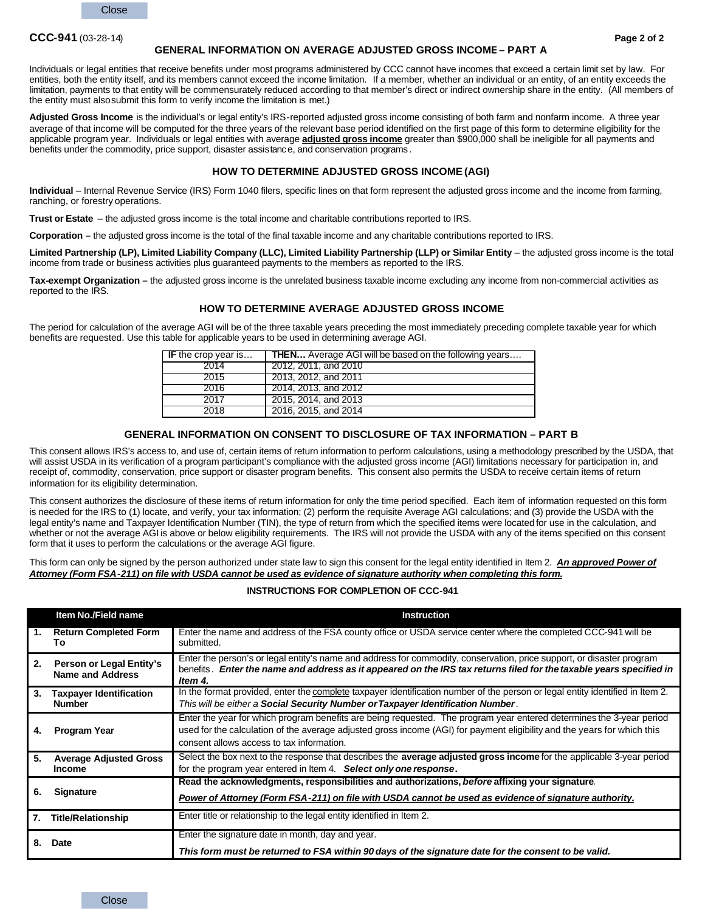## GENERAL INFORMATION ON AVERAGE ADJUSTED GROSS INCOME – PART A

Individuals or legal entities that receive benefits under most programs administered by CCC cannot have incomes that exceed a certain limit set by law. For entities, both the entity itself, and its members cannot exceed the income limitation. If a member, whether an individual or an entity, of an entity exceeds the limitation, payments to that entity will be commensurately reduced according to that member's direct or indirect ownership share in the entity. (All members of the entity must also submit this form to verify income the limitation is met.)

**Adjusted Gross Income** is the individual's or legal entity's IRS-reported adjusted gross income consisting of both farm and nonfarm income. A three year average of that income will be computed for the three years of the relevant base period identified on the first page of this form to determine eligibility for the applicable program year. Individuals or legal entities with average **adjusted gross income** greater than $900,000 shall be ineligible for all payments and benefits under the commodity, price support, disaster assistance, and conservation programs.

## HOW TO DETERMINE ADJUSTED GROSS INCOME (AGI)

**Individual** – Internal Revenue Service (IRS) Form 1040 filers, specific lines on that form represent the adjusted gross income and the income from farming, ranching, or forestry operations.

**Trust or Estate** – the adjusted gross income is the total income and charitable contributions reported to IRS.

**Corporation –** the adjusted gross income is the total of the final taxable income and any charitable contributions reported to IRS.

**Limited Partnership (LP), Limited Liability Company (LLC), Limited Liability Partnership (LLP) or Similar Entity** – the adjusted gross income is the total income from trade or business activities plus guaranteed payments to the members as reported to the IRS.

**Tax-exempt Organization –** the adjusted gross income is the unrelated business taxable income excluding any income from non-commercial activities as reported to the IRS.

## HOW TO DETERMINE AVERAGE ADJUSTED GROSS INCOME

The period for calculation of the average AGI will be of the three taxable years preceding the most immediately preceding complete taxable year for which benefits are requested. Use this table for applicable years to be used in determining average AGI.

| **IF** the crop year is… | **THEN…** Average AGI will be based on the following years…. |
|---|---|
| 2014 | 2012, 2011, and 2010 |
| 2015 | 2013, 2012, and 2011 |
| 2016 | 2014, 2013, and 2012 |
| 2017 | 2015, 2014, and 2013 |
| 2018 | 2016, 2015, and 2014 |

## GENERAL INFORMATION ON CONSENT TO DISCLOSURE OF TAX INFORMATION – PART B

This consent allows IRS's access to, and use of, certain items of return information to perform calculations, using a methodology prescribed by the USDA, that will assist USDA in its verification of a program participant's compliance with the adjusted gross income (AGI) limitations necessary for participation in, and receipt of, commodity, conservation, price support or disaster program benefits. This consent also permits the USDA to receive certain items of return information for its eligibility determination.

This consent authorizes the disclosure of these items of return information for only the time period specified. Each item of information requested on this form is needed for the IRS to (1) locate, and verify, your tax information; (2) perform the requisite Average AGI calculations; and (3) provide the USDA with the legal entity's name and Taxpayer Identification Number (TIN), the type of return from which the specified items were located for use in the calculation, and whether or not the average AGI is above or below eligibility requirements. The IRS will not provide the USDA with any of the items specified on this consent form that it uses to perform the calculations or the average AGI figure.

This form can only be signed by the person authorized under state law to sign this consent for the legal entity identified in Item 2. ***An approved Power of Attorney (Form FSA-211) on file with USDA cannot be used as evidence of signature authority when completing this form.***

### INSTRUCTIONS FOR COMPLETION OF CCC-941

| Item No./Field name | Instruction |
|---|---|
| 1. **Return Completed Form To** | Enter the name and address of the FSA county office or USDA service center where the completed CCC-941 will be submitted. |
| 2. **Person or Legal Entity's Name and Address** | Enter the person's or legal entity's name and address for commodity, conservation, price support, or disaster program benefits. ***Enter the name and address as it appeared on the IRS tax returns filed for the taxable years specified in Item 4.*** |
| 3. **Taxpayer Identification Number** | In the format provided, enter the complete taxpayer identification number of the person or legal entity identified in Item 2. *This will be either a **Social Security Number or Taxpayer Identification Number**.* |
| 4. **Program Year** | Enter the year for which program benefits are being requested. The program year entered determines the 3-year period used for the calculation of the average adjusted gross income (AGI) for payment eligibility and the years for which this consent allows access to tax information. |
| 5. **Average Adjusted Gross Income** | Select the box next to the response that describes the **average adjusted gross income** for the applicable 3-year period for the program year entered in Item 4. ***Select only one response.*** |
| 6. **Signature** | **Read the acknowledgments, responsibilities and authorizations, *before* affixing your signature**. ***Power of Attorney (Form FSA-211) on file with USDA cannot be used as evidence of signature authority.*** |
| 7. **Title/Relationship** | Enter title or relationship to the legal entity identified in Item 2. |
| 8. **Date** | Enter the signature date in month, day and year. ***This form must be returned to FSA within 90 days of the signature date for the consent to be valid.*** |